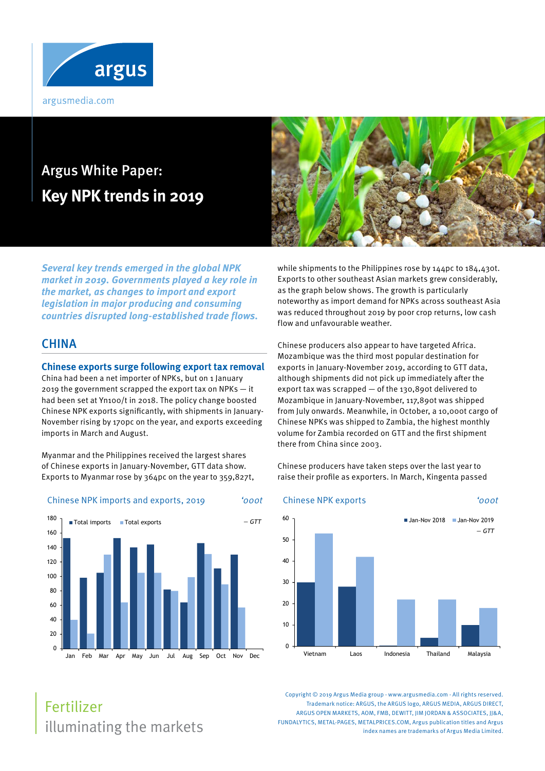# Argus White Paper:

# Key NPK trends in 2019

***Several key trends emerged in the global NPK market in 2019. Governments played a key role in the market, as changes to import and export legislation in major producing and consuming countries disrupted long-established trade flows.***

## CHINA

### Chinese exports surge following export tax removal

China had been a net importer of NPKs, but on 1 January 2019 the government scrapped the export tax on NPKs — it had been set at Yn100/t in 2018. The policy change boosted Chinese NPK exports significantly, with shipments in January-November rising by 170pc on the year, and exports exceeding imports in March and August.

Myanmar and the Philippines received the largest shares of Chinese exports in January-November, GTT data show. Exports to Myanmar rose by 364pc on the year to 359,827t, while shipments to the Philippines rose by 144pc to 184,430t. Exports to other southeast Asian markets grew considerably, as the graph below shows. The growth is particularly noteworthy as import demand for NPKs across southeast Asia was reduced throughout 2019 by poor crop returns, low cash flow and unfavourable weather.

Chinese producers also appear to have targeted Africa. Mozambique was the third most popular destination for exports in January-November 2019, according to GTT data, although shipments did not pick up immediately after the export tax was scrapped — of the 130,890t delivered to Mozambique in January-November, 117,890t was shipped from July onwards. Meanwhile, in October, a 10,000t cargo of Chinese NPKs was shipped to Zambia, the highest monthly volume for Zambia recorded on GTT and the first shipment there from China since 2003.

Chinese producers have taken steps over the last year to raise their profile as exporters. In March, Kingenta passed

**Chinese NPK imports and exports, 2019** — '000t

| Month | Total imports | Total exports |
|---|---|---|
| Jan | 153 | 40 |
| Feb | 98 | 21 |
| Mar | 105 | 130 |
| Apr | 153 | 64 |
| May | 140 | 105 |
| Jun | 144 | 105 |
| Jul | 82 | 80 |
| Aug | 64 | 99 |
| Sep | 146 | 131 |
| Oct | 111 | 89 |
| Nov | 130 | 57 |
| Dec | | |

— GTT

**Chinese NPK exports** — '000t

| Destination | Jan-Nov 2018 | Jan-Nov 2019 |
|---|---|---|
| Vietnam | 30 | 53 |
| Laos | 28 | 42 |
| Indonesia | 0.3 | 22 |
| Thailand | 4 | 22 |
| Malaysia | 10 | 18 |

— GTT

Fertilizer
illuminating the markets

Copyright © 2019 Argus Media group - www.argusmedia.com - All rights reserved. Trademark notice: ARGUS, the ARGUS logo, ARGUS MEDIA, ARGUS DIRECT, ARGUS OPEN MARKETS, AOM, FMB, DEWITT, JIM JORDAN & ASSOCIATES, JJ&A, FUNDALYTICS, METAL-PAGES, METALPRICES.COM, Argus publication titles and Argus index names are trademarks of Argus Media Limited.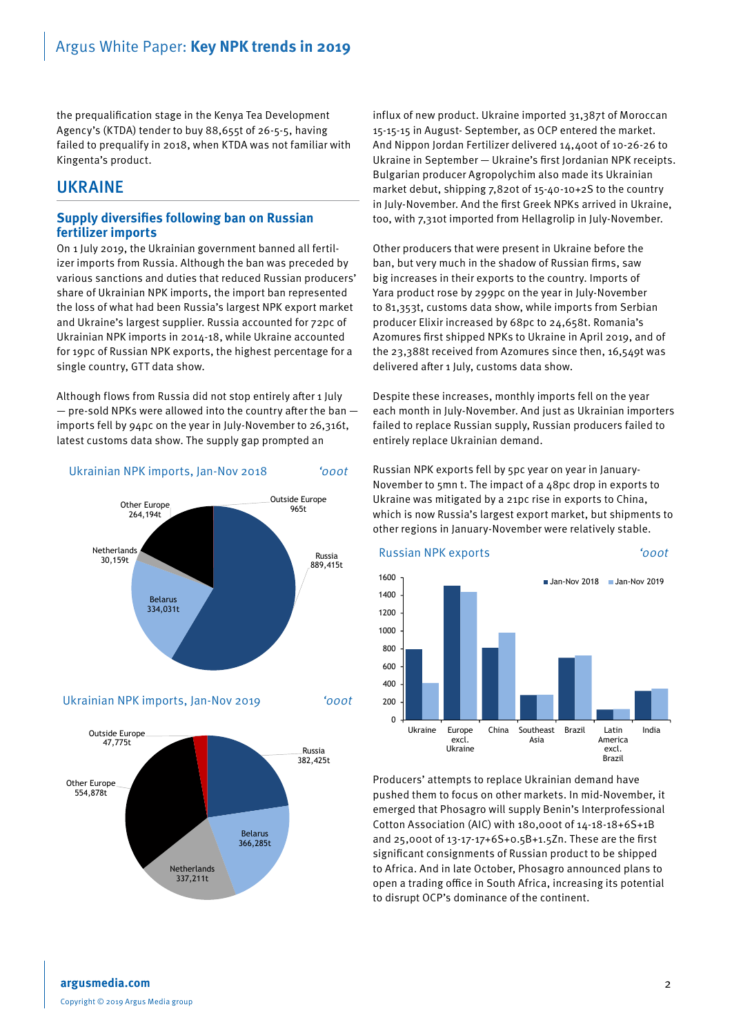the prequalification stage in the Kenya Tea Development Agency's (KTDA) tender to buy 88,655t of 26-5-5, having failed to prequalify in 2018, when KTDA was not familiar with Kingenta's product.

## UKRAINE

### Supply diversifies following ban on Russian fertilizer imports

On 1 July 2019, the Ukrainian government banned all fertilizer imports from Russia. Although the ban was preceded by various sanctions and duties that reduced Russian producers' share of Ukrainian NPK imports, the import ban represented the loss of what had been Russia's largest NPK export market and Ukraine's largest supplier. Russia accounted for 72pc of Ukrainian NPK imports in 2014-18, while Ukraine accounted for 19pc of Russian NPK exports, the highest percentage for a single country, GTT data show.

Although flows from Russia did not stop entirely after 1 July — pre-sold NPKs were allowed into the country after the ban — imports fell by 94pc on the year in July-November to 26,316t, latest customs data show. The supply gap prompted an influx of new product. Ukraine imported 31,387t of Moroccan 15-15-15 in August- September, as OCP entered the market. And Nippon Jordan Fertilizer delivered 14,400t of 10-26-26 to Ukraine in September — Ukraine's first Jordanian NPK receipts. Bulgarian producer Agropolychim also made its Ukrainian market debut, shipping 7,820t of 15-40-10+2S to the country in July-November. And the first Greek NPKs arrived in Ukraine, too, with 7,310t imported from Hellagrolip in July-November.

**Ukrainian NPK imports, Jan-Nov 2018** *'000t*

| Origin | Volume |
|---|---|
| Russia | 889,415t |
| Belarus | 334,031t |
| Netherlands | 30,159t |
| Other Europe | 264,194t |
| Outside Europe | 965t |

**Ukrainian NPK imports, Jan-Nov 2019** *'000t*

| Origin | Volume |
|---|---|
| Russia | 382,425t |
| Belarus | 366,285t |
| Netherlands | 337,211t |
| Other Europe | 554,878t |
| Outside Europe | 47,775t |

Other producers that were present in Ukraine before the ban, but very much in the shadow of Russian firms, saw big increases in their exports to the country. Imports of Yara product rose by 299pc on the year in July-November to 81,353t, customs data show, while imports from Serbian producer Elixir increased by 68pc to 24,658t. Romania's Azomures first shipped NPKs to Ukraine in April 2019, and of the 23,388t received from Azomures since then, 16,549t was delivered after 1 July, customs data show.

Despite these increases, monthly imports fell on the year each month in July-November. And just as Ukrainian importers failed to replace Russian supply, Russian producers failed to entirely replace Ukrainian demand.

Russian NPK exports fell by 5pc year on year in January-November to 5mn t. The impact of a 48pc drop in exports to Ukraine was mitigated by a 21pc rise in exports to China, which is now Russia's largest export market, but shipments to other regions in January-November were relatively stable.

**Russian NPK exports** *'000t*

| Destination | Jan-Nov 2018 | Jan-Nov 2019 |
|---|---|---|
| Ukraine | ~790 | ~410 |
| Europe excl. Ukraine | ~1,500 | ~1,430 |
| China | ~810 | ~980 |
| Southeast Asia | ~280 | ~280 |
| Brazil | ~700 | ~720 |
| Latin America excl. Brazil | ~120 | ~120 |
| India | ~330 | ~350 |

Producers' attempts to replace Ukrainian demand have pushed them to focus on other markets. In mid-November, it emerged that Phosagro will supply Benin's Interprofessional Cotton Association (AIC) with 180,000t of 14-18-18+6S+1B and 25,000t of 13-17-17+6S+0.5B+1.5Zn. These are the first significant consignments of Russian product to be shipped to Africa. And in late October, Phosagro announced plans to open a trading office in South Africa, increasing its potential to disrupt OCP's dominance of the continent.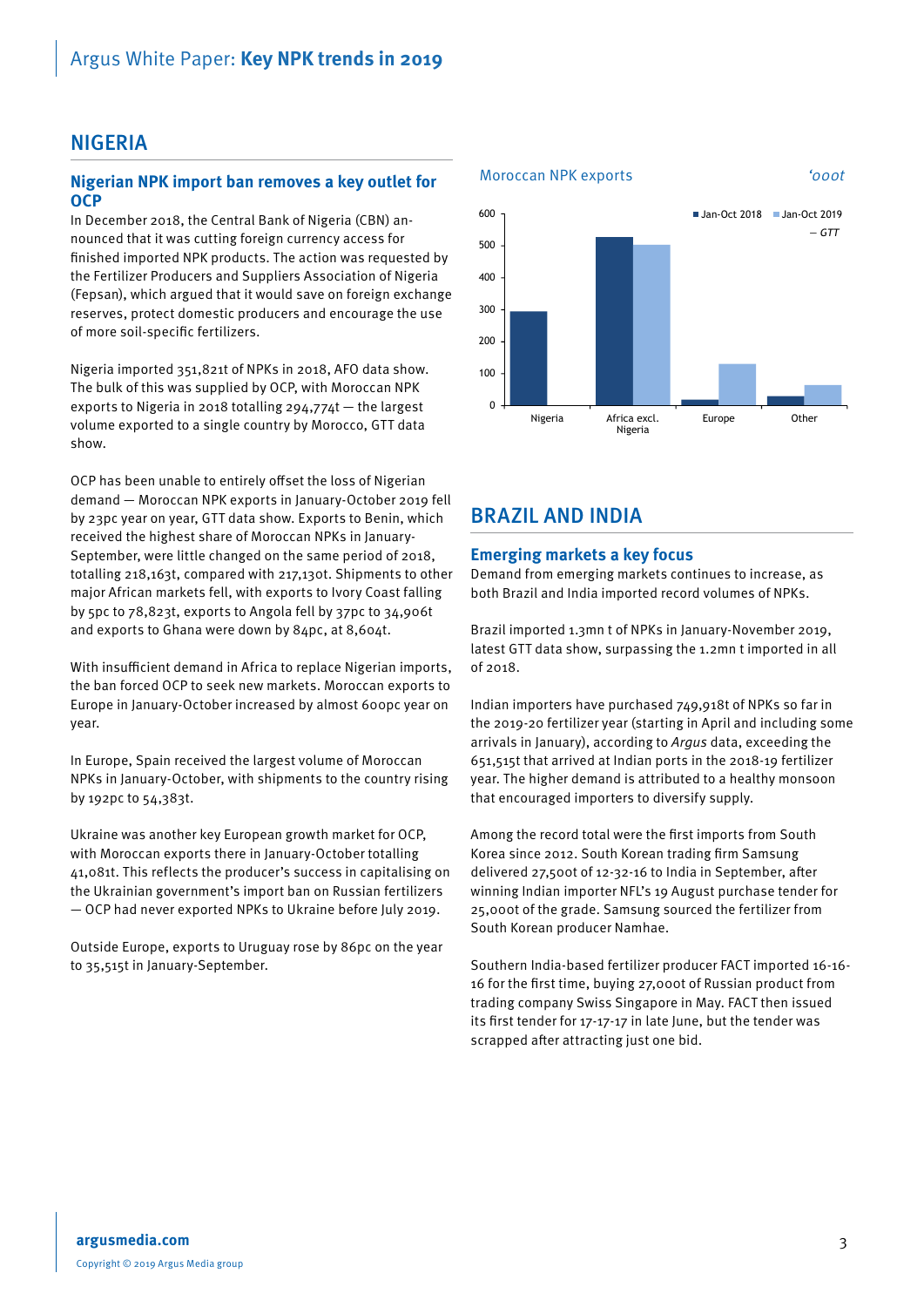## NIGERIA

### Nigerian NPK import ban removes a key outlet for OCP

In December 2018, the Central Bank of Nigeria (CBN) announced that it was cutting foreign currency access for finished imported NPK products. The action was requested by the Fertilizer Producers and Suppliers Association of Nigeria (Fepsan), which argued that it would save on foreign exchange reserves, protect domestic producers and encourage the use of more soil-specific fertilizers.

Nigeria imported 351,821t of NPKs in 2018, AFO data show. The bulk of this was supplied by OCP, with Moroccan NPK exports to Nigeria in 2018 totalling 294,774t — the largest volume exported to a single country by Morocco, GTT data show.

OCP has been unable to entirely offset the loss of Nigerian demand — Moroccan NPK exports in January-October 2019 fell by 23pc year on year, GTT data show. Exports to Benin, which received the highest share of Moroccan NPKs in January-September, were little changed on the same period of 2018, totalling 218,163t, compared with 217,130t. Shipments to other major African markets fell, with exports to Ivory Coast falling by 5pc to 78,823t, exports to Angola fell by 37pc to 34,906t and exports to Ghana were down by 84pc, at 8,604t.

With insufficient demand in Africa to replace Nigerian imports, the ban forced OCP to seek new markets. Moroccan exports to Europe in January-October increased by almost 600pc year on year.

In Europe, Spain received the largest volume of Moroccan NPKs in January-October, with shipments to the country rising by 192pc to 54,383t.

Ukraine was another key European growth market for OCP, with Moroccan exports there in January-October totalling 41,081t. This reflects the producer's success in capitalising on the Ukrainian government's import ban on Russian fertilizers — OCP had never exported NPKs to Ukraine before July 2019.

Outside Europe, exports to Uruguay rose by 86pc on the year to 35,515t in January-September.

**Moroccan NPK exports** *'000t*

| | Jan-Oct 2018 | Jan-Oct 2019 |
|---|---|---|
| Nigeria | ~295 | ~0 |
| Africa excl. Nigeria | ~525 | ~500 |
| Europe | ~18 | ~130 |
| Other | ~28 | ~63 |

*— GTT*

## BRAZIL AND INDIA

### Emerging markets a key focus

Demand from emerging markets continues to increase, as both Brazil and India imported record volumes of NPKs.

Brazil imported 1.3mn t of NPKs in January-November 2019, latest GTT data show, surpassing the 1.2mn t imported in all of 2018.

Indian importers have purchased 749,918t of NPKs so far in the 2019-20 fertilizer year (starting in April and including some arrivals in January), according to *Argus* data, exceeding the 651,515t that arrived at Indian ports in the 2018-19 fertilizer year. The higher demand is attributed to a healthy monsoon that encouraged importers to diversify supply.

Among the record total were the first imports from South Korea since 2012. South Korean trading firm Samsung delivered 27,500t of 12-32-16 to India in September, after winning Indian importer NFL's 19 August purchase tender for 25,000t of the grade. Samsung sourced the fertilizer from South Korean producer Namhae.

Southern India-based fertilizer producer FACT imported 16-16-16 for the first time, buying 27,000t of Russian product from trading company Swiss Singapore in May. FACT then issued its first tender for 17-17-17 in late June, but the tender was scrapped after attracting just one bid.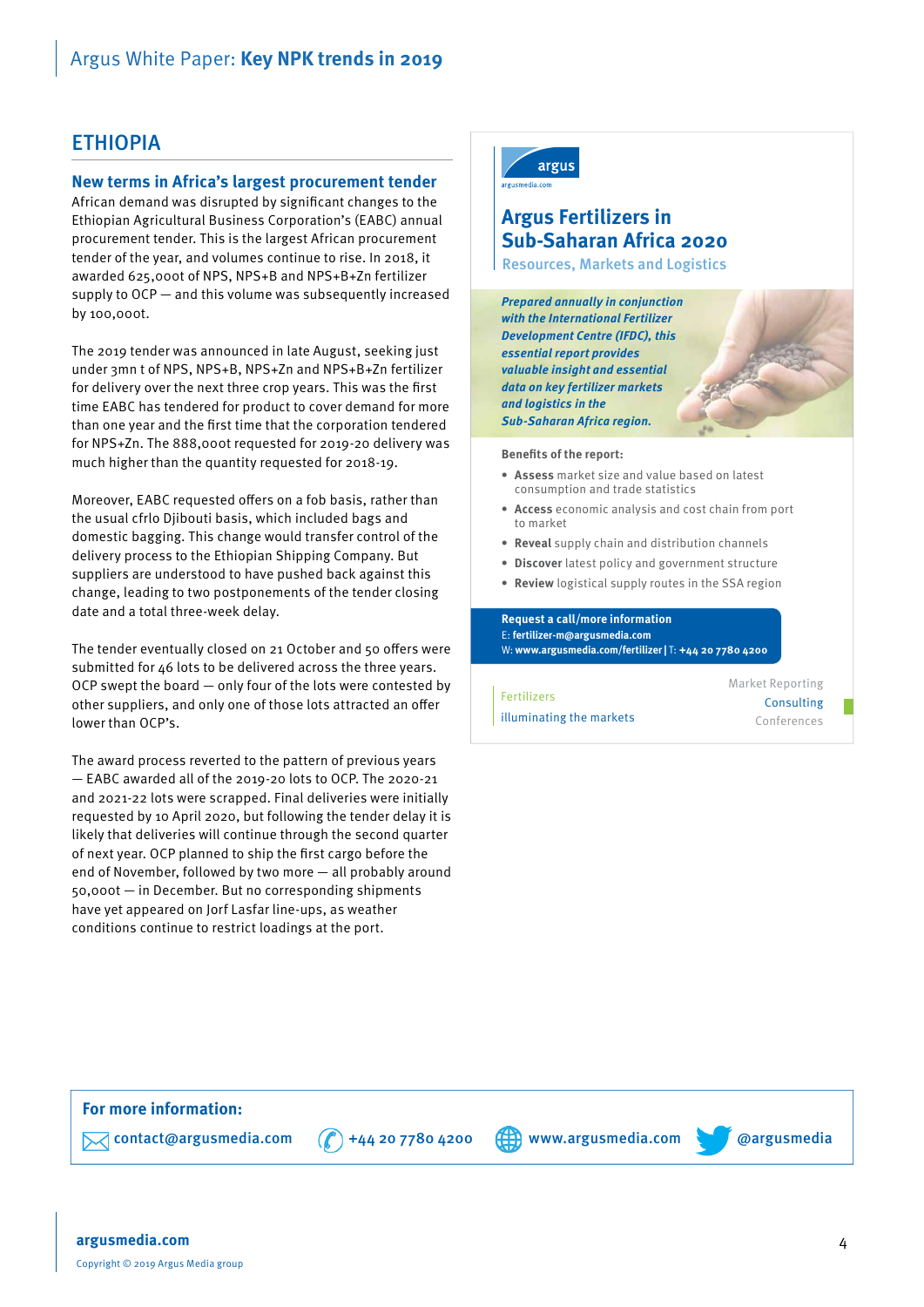## ETHIOPIA

### New terms in Africa's largest procurement tender

African demand was disrupted by significant changes to the Ethiopian Agricultural Business Corporation's (EABC) annual procurement tender. This is the largest African procurement tender of the year, and volumes continue to rise. In 2018, it awarded 625,000t of NPS, NPS+B and NPS+B+Zn fertilizer supply to OCP — and this volume was subsequently increased by 100,000t.

The 2019 tender was announced in late August, seeking just under 3mn t of NPS, NPS+B, NPS+Zn and NPS+B+Zn fertilizer for delivery over the next three crop years. This was the first time EABC has tendered for product to cover demand for more than one year and the first time that the corporation tendered for NPS+Zn. The 888,000t requested for 2019-20 delivery was much higher than the quantity requested for 2018-19.

Moreover, EABC requested offers on a fob basis, rather than the usual cfrlo Djibouti basis, which included bags and domestic bagging. This change would transfer control of the delivery process to the Ethiopian Shipping Company. But suppliers are understood to have pushed back against this change, leading to two postponements of the tender closing date and a total three-week delay.

The tender eventually closed on 21 October and 50 offers were submitted for 46 lots to be delivered across the three years. OCP swept the board — only four of the lots were contested by other suppliers, and only one of those lots attracted an offer lower than OCP's.

The award process reverted to the pattern of previous years — EABC awarded all of the 2019-20 lots to OCP. The 2020-21 and 2021-22 lots were scrapped. Final deliveries were initially requested by 10 April 2020, but following the tender delay it is likely that deliveries will continue through the second quarter of next year. OCP planned to ship the first cargo before the end of November, followed by two more — all probably around 50,000t — in December. But no corresponding shipments have yet appeared on Jorf Lasfar line-ups, as weather conditions continue to restrict loadings at the port.

argus
argusmedia.com

## Argus Fertilizers in Sub-Saharan Africa 2020

Resources, Markets and Logistics

***Prepared annually in conjunction with the International Fertilizer Development Centre (IFDC), this essential report provides valuable insight and essential data on key fertilizer markets and logistics in the Sub-Saharan Africa region.***

**Benefits of the report:**

- **Assess** market size and value based on latest consumption and trade statistics
- **Access** economic analysis and cost chain from port to market
- **Reveal** supply chain and distribution channels
- **Discover** latest policy and government structure
- **Review** logistical supply routes in the SSA region

**Request a call/more information**
E: **fertilizer-m@argusmedia.com**
W: **www.argusmedia.com/fertilizer** | T: **+44 20 7780 4200**

Fertilizers
illuminating the markets

Market Reporting
Consulting
Conferences

**For more information:**

contact@argusmedia.com | +44 20 7780 4200 | www.argusmedia.com | @argusmedia

**argusmedia.com**
Copyright © 2019 Argus Media group